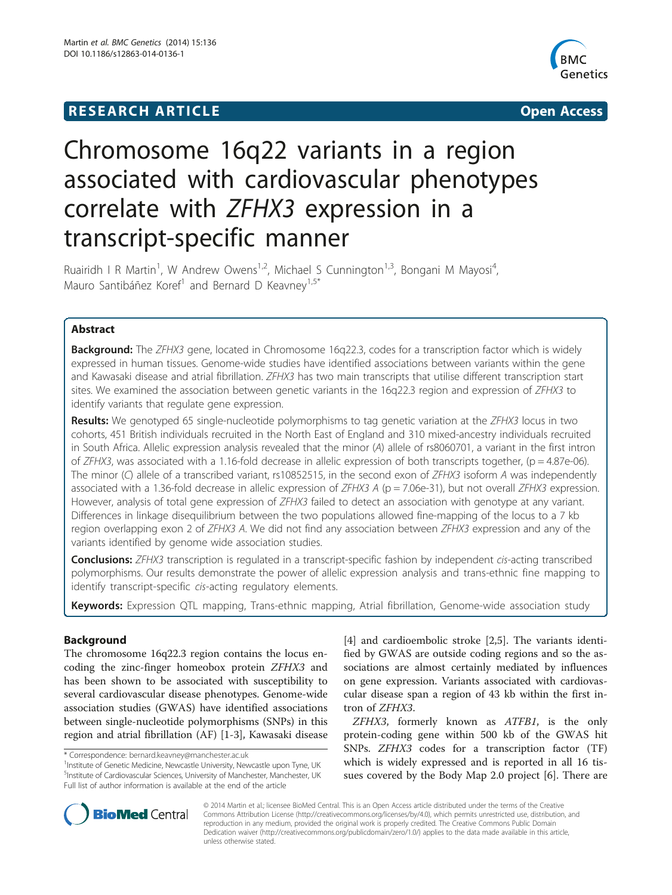# RESEARCH ARTICLE

Open Access

# Chromosome 16q22 variants in a region associated with cardiovascular phenotypes correlate with *ZFHX3* expression in a transcript-specific manner

Ruairidh I R Martin[1], W Andrew Owens[1,2], Michael S Cunnington[1,3], Bongani M Mayosi[4], Mauro Santibáñez Koref[1] and Bernard D Keavney[1,5*]

## Abstract

**Background:** The *ZFHX3* gene, located in Chromosome 16q22.3, codes for a transcription factor which is widely expressed in human tissues. Genome-wide studies have identified associations between variants within the gene and Kawasaki disease and atrial fibrillation. *ZFHX3* has two main transcripts that utilise different transcription start sites. We examined the association between genetic variants in the 16q22.3 region and expression of *ZFHX3* to identify variants that regulate gene expression.

**Results:** We genotyped 65 single-nucleotide polymorphisms to tag genetic variation at the *ZFHX3* locus in two cohorts, 451 British individuals recruited in the North East of England and 310 mixed-ancestry individuals recruited in South Africa. Allelic expression analysis revealed that the minor (*A*) allele of rs8060701, a variant in the first intron of *ZFHX3*, was associated with a 1.16-fold decrease in allelic expression of both transcripts together, (p = 4.87e-06). The minor (*C*) allele of a transcribed variant, rs10852515, in the second exon of *ZFHX3* isoform *A* was independently associated with a 1.36-fold decrease in allelic expression of *ZFHX3 A* (p = 7.06e-31), but not overall *ZFHX3* expression. However, analysis of total gene expression of *ZFHX3* failed to detect an association with genotype at any variant. Differences in linkage disequilibrium between the two populations allowed fine-mapping of the locus to a 7 kb region overlapping exon 2 of *ZFHX3 A*. We did not find any association between *ZFHX3* expression and any of the variants identified by genome wide association studies.

**Conclusions:** *ZFHX3* transcription is regulated in a transcript-specific fashion by independent *cis*-acting transcribed polymorphisms. Our results demonstrate the power of allelic expression analysis and trans-ethnic fine mapping to identify transcript-specific *cis*-acting regulatory elements.

**Keywords:** Expression QTL mapping, Trans-ethnic mapping, Atrial fibrillation, Genome-wide association study

## Background

The chromosome 16q22.3 region contains the locus encoding the zinc-finger homeobox protein *ZFHX3* and has been shown to be associated with susceptibility to several cardiovascular disease phenotypes. Genome-wide association studies (GWAS) have identified associations between single-nucleotide polymorphisms (SNPs) in this region and atrial fibrillation (AF) [1-3], Kawasaki disease [4] and cardioembolic stroke [2,5]. The variants identified by GWAS are outside coding regions and so the associations are almost certainly mediated by influences on gene expression. Variants associated with cardiovascular disease span a region of 43 kb within the first intron of *ZFHX3*.

*ZFHX3*, formerly known as *ATFB1*, is the only protein-coding gene within 500 kb of the GWAS hit SNPs. *ZFHX3* codes for a transcription factor (TF) which is widely expressed and is reported in all 16 tissues covered by the Body Map 2.0 project [6]. There are

\* Correspondence: bernard.keavney@manchester.ac.uk
[1]Institute of Genetic Medicine, Newcastle University, Newcastle upon Tyne, UK
[5]Institute of Cardiovascular Sciences, University of Manchester, Manchester, UK
Full list of author information is available at the end of the article

© 2014 Martin et al.; licensee BioMed Central. This is an Open Access article distributed under the terms of the Creative Commons Attribution License (http://creativecommons.org/licenses/by/4.0), which permits unrestricted use, distribution, and reproduction in any medium, provided the original work is properly credited. The Creative Commons Public Domain Dedication waiver (http://creativecommons.org/publicdomain/zero/1.0/) applies to the data made available in this article, unless otherwise stated.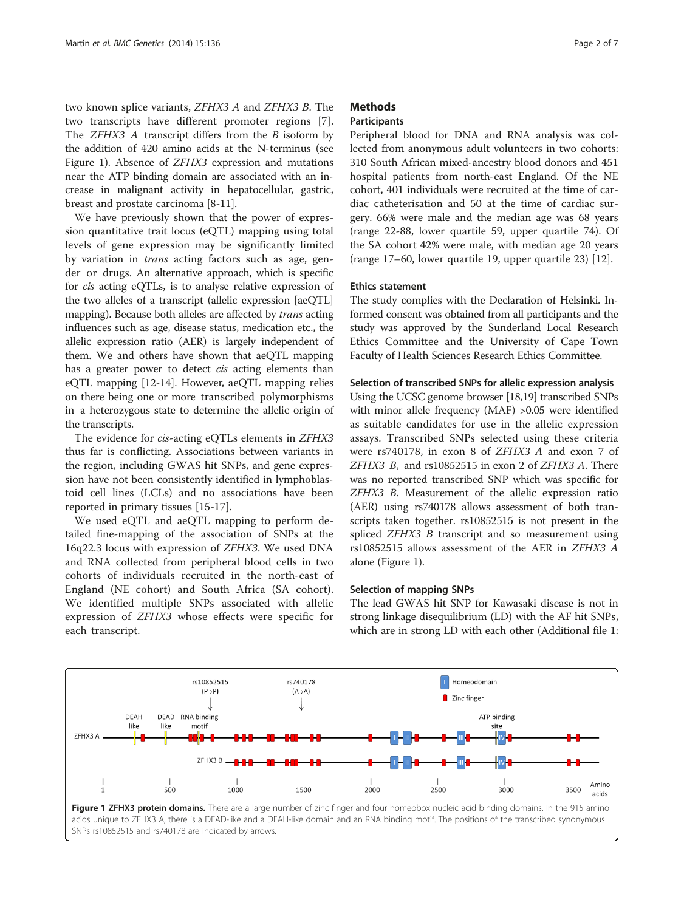two known splice variants, *ZFHX3 A* and *ZFHX3 B*. The two transcripts have different promoter regions [7]. The *ZFHX3 A* transcript differs from the *B* isoform by the addition of 420 amino acids at the N-terminus (see Figure 1). Absence of *ZFHX3* expression and mutations near the ATP binding domain are associated with an increase in malignant activity in hepatocellular, gastric, breast and prostate carcinoma [8-11].

We have previously shown that the power of expression quantitative trait locus (eQTL) mapping using total levels of gene expression may be significantly limited by variation in *trans* acting factors such as age, gender or drugs. An alternative approach, which is specific for *cis* acting eQTLs, is to analyse relative expression of the two alleles of a transcript (allelic expression [aeQTL] mapping). Because both alleles are affected by *trans* acting influences such as age, disease status, medication etc., the allelic expression ratio (AER) is largely independent of them. We and others have shown that aeQTL mapping has a greater power to detect *cis* acting elements than eQTL mapping [12-14]. However, aeQTL mapping relies on there being one or more transcribed polymorphisms in a heterozygous state to determine the allelic origin of the transcripts.

The evidence for *cis*-acting eQTLs elements in *ZFHX3* thus far is conflicting. Associations between variants in the region, including GWAS hit SNPs, and gene expression have not been consistently identified in lymphoblastoid cell lines (LCLs) and no associations have been reported in primary tissues [15-17].

We used eQTL and aeQTL mapping to perform detailed fine-mapping of the association of SNPs at the 16q22.3 locus with expression of *ZFHX3*. We used DNA and RNA collected from peripheral blood cells in two cohorts of individuals recruited in the north-east of England (NE cohort) and South Africa (SA cohort). We identified multiple SNPs associated with allelic expression of *ZFHX3* whose effects were specific for each transcript.

## Methods

### Participants

Peripheral blood for DNA and RNA analysis was collected from anonymous adult volunteers in two cohorts: 310 South African mixed-ancestry blood donors and 451 hospital patients from north-east England. Of the NE cohort, 401 individuals were recruited at the time of cardiac catheterisation and 50 at the time of cardiac surgery. 66% were male and the median age was 68 years (range 22-88, lower quartile 59, upper quartile 74). Of the SA cohort 42% were male, with median age 20 years (range 17–60, lower quartile 19, upper quartile 23) [12].

### Ethics statement

The study complies with the Declaration of Helsinki. Informed consent was obtained from all participants and the study was approved by the Sunderland Local Research Ethics Committee and the University of Cape Town Faculty of Health Sciences Research Ethics Committee.

### Selection of transcribed SNPs for allelic expression analysis

Using the UCSC genome browser [18,19] transcribed SNPs with minor allele frequency (MAF) >0.05 were identified as suitable candidates for use in the allelic expression assays. Transcribed SNPs selected using these criteria were rs740178, in exon 8 of *ZFHX3 A* and exon 7 of *ZFHX3 B*, and rs10852515 in exon 2 of *ZFHX3 A*. There was no reported transcribed SNP which was specific for *ZFHX3 B*. Measurement of the allelic expression ratio (AER) using rs740178 allows assessment of both transcripts taken together. rs10852515 is not present in the spliced *ZFHX3 B* transcript and so measurement using rs10852515 allows assessment of the AER in *ZFHX3 A* alone (Figure 1).

### Selection of mapping SNPs

The lead GWAS hit SNP for Kawasaki disease is not in strong linkage disequilibrium (LD) with the AF hit SNPs, which are in strong LD with each other (Additional file 1:

**Figure 1 ZFHX3 protein domains.** There are a large number of zinc finger and four homeobox nucleic acid binding domains. In the 915 amino acids unique to ZFHX3 A, there is a DEAD-like and a DEAH-like domain and an RNA binding motif. The positions of the transcribed synonymous SNPs rs10852515 and rs740178 are indicated by arrows.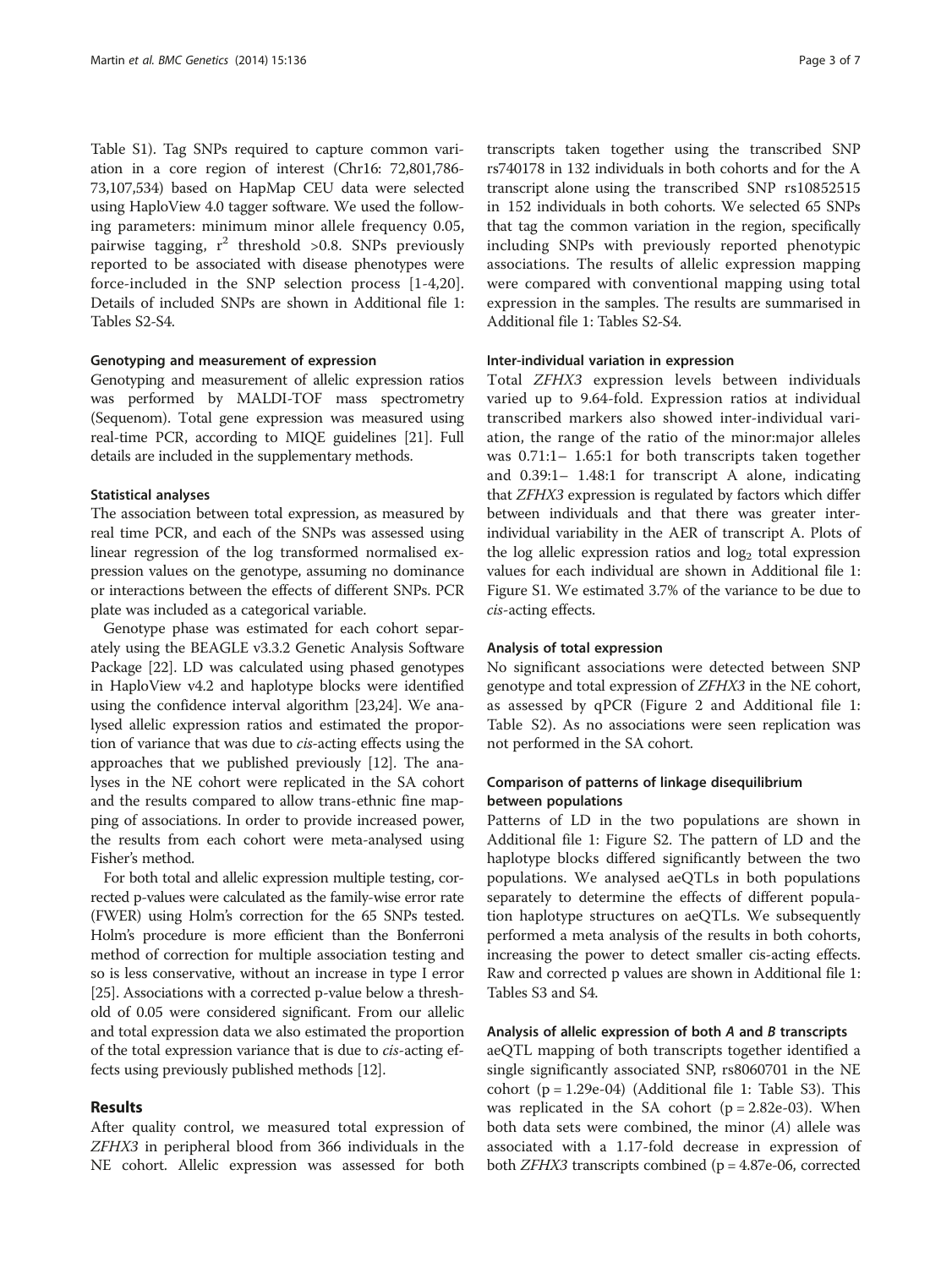Table S1). Tag SNPs required to capture common variation in a core region of interest (Chr16: 72,801,786-73,107,534) based on HapMap CEU data were selected using HaploView 4.0 tagger software. We used the following parameters: minimum minor allele frequency 0.05, pairwise tagging, $r^2$ threshold >0.8. SNPs previously reported to be associated with disease phenotypes were force-included in the SNP selection process [1-4,20]. Details of included SNPs are shown in Additional file 1: Tables S2-S4.

#### Genotyping and measurement of expression

Genotyping and measurement of allelic expression ratios was performed by MALDI-TOF mass spectrometry (Sequenom). Total gene expression was measured using real-time PCR, according to MIQE guidelines [21]. Full details are included in the supplementary methods.

#### Statistical analyses

The association between total expression, as measured by real time PCR, and each of the SNPs was assessed using linear regression of the log transformed normalised expression values on the genotype, assuming no dominance or interactions between the effects of different SNPs. PCR plate was included as a categorical variable.

Genotype phase was estimated for each cohort separately using the BEAGLE v3.3.2 Genetic Analysis Software Package [22]. LD was calculated using phased genotypes in HaploView v4.2 and haplotype blocks were identified using the confidence interval algorithm [23,24]. We analysed allelic expression ratios and estimated the proportion of variance that was due to *cis*-acting effects using the approaches that we published previously [12]. The analyses in the NE cohort were replicated in the SA cohort and the results compared to allow trans-ethnic fine mapping of associations. In order to provide increased power, the results from each cohort were meta-analysed using Fisher's method.

For both total and allelic expression multiple testing, corrected p-values were calculated as the family-wise error rate (FWER) using Holm's correction for the 65 SNPs tested. Holm's procedure is more efficient than the Bonferroni method of correction for multiple association testing and so is less conservative, without an increase in type I error [25]. Associations with a corrected p-value below a threshold of 0.05 were considered significant. From our allelic and total expression data we also estimated the proportion of the total expression variance that is due to *cis*-acting effects using previously published methods [12].

## Results

After quality control, we measured total expression of *ZFHX3* in peripheral blood from 366 individuals in the NE cohort. Allelic expression was assessed for both transcripts taken together using the transcribed SNP rs740178 in 132 individuals in both cohorts and for the A transcript alone using the transcribed SNP rs10852515 in 152 individuals in both cohorts. We selected 65 SNPs that tag the common variation in the region, specifically including SNPs with previously reported phenotypic associations. The results of allelic expression mapping were compared with conventional mapping using total expression in the samples. The results are summarised in Additional file 1: Tables S2-S4.

#### Inter-individual variation in expression

Total *ZFHX3* expression levels between individuals varied up to 9.64-fold. Expression ratios at individual transcribed markers also showed inter-individual variation, the range of the ratio of the minor:major alleles was 0.71:1– 1.65:1 for both transcripts taken together and 0.39:1– 1.48:1 for transcript A alone, indicating that *ZFHX3* expression is regulated by factors which differ between individuals and that there was greater inter-individual variability in the AER of transcript A. Plots of the log allelic expression ratios and $\log_2$ total expression values for each individual are shown in Additional file 1: Figure S1. We estimated 3.7% of the variance to be due to *cis*-acting effects.

#### Analysis of total expression

No significant associations were detected between SNP genotype and total expression of *ZFHX3* in the NE cohort, as assessed by qPCR (Figure 2 and Additional file 1: Table S2). As no associations were seen replication was not performed in the SA cohort.

#### Comparison of patterns of linkage disequilibrium between populations

Patterns of LD in the two populations are shown in Additional file 1: Figure S2. The pattern of LD and the haplotype blocks differed significantly between the two populations. We analysed aeQTLs in both populations separately to determine the effects of different population haplotype structures on aeQTLs. We subsequently performed a meta analysis of the results in both cohorts, increasing the power to detect smaller cis-acting effects. Raw and corrected p values are shown in Additional file 1: Tables S3 and S4.

#### Analysis of allelic expression of both *A* and *B* transcripts

aeQTL mapping of both transcripts together identified a single significantly associated SNP, rs8060701 in the NE cohort (p = 1.29e-04) (Additional file 1: Table S3). This was replicated in the SA cohort (p = 2.82e-03). When both data sets were combined, the minor (*A*) allele was associated with a 1.17-fold decrease in expression of both *ZFHX3* transcripts combined (p = 4.87e-06, corrected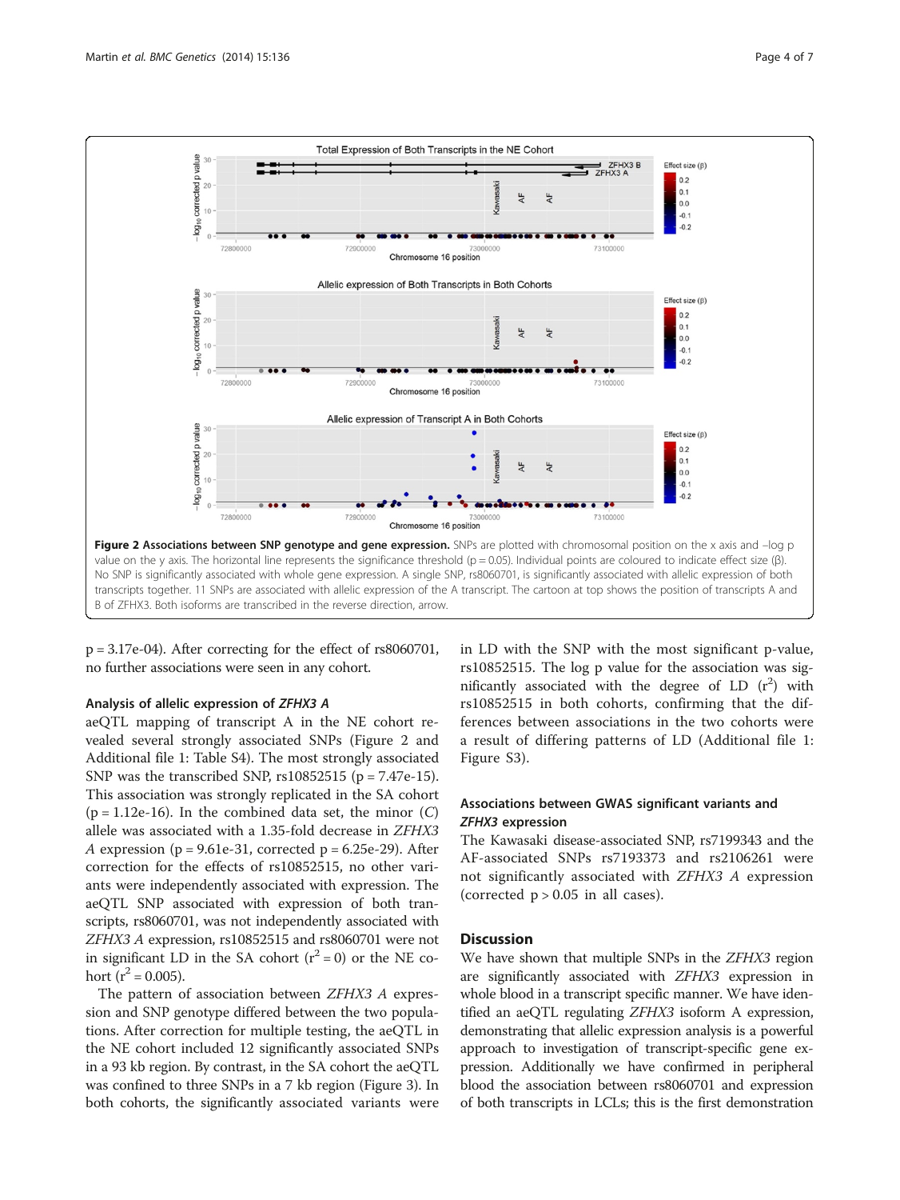**Figure 2 Associations between SNP genotype and gene expression.** SNPs are plotted with chromosomal position on the x axis and –log p value on the y axis. The horizontal line represents the significance threshold (p = 0.05). Individual points are coloured to indicate effect size (β). No SNP is significantly associated with whole gene expression. A single SNP, rs8060701, is significantly associated with allelic expression of both transcripts together. 11 SNPs are associated with allelic expression of the A transcript. The cartoon at top shows the position of transcripts A and B of ZFHX3. Both isoforms are transcribed in the reverse direction, arrow.

p = 3.17e-04). After correcting for the effect of rs8060701, no further associations were seen in any cohort.

### Analysis of allelic expression of *ZFHX3 A*

aeQTL mapping of transcript A in the NE cohort revealed several strongly associated SNPs (Figure 2 and Additional file 1: Table S4). The most strongly associated SNP was the transcribed SNP, rs10852515 (p = 7.47e-15). This association was strongly replicated in the SA cohort (p = 1.12e-16). In the combined data set, the minor (*C*) allele was associated with a 1.35-fold decrease in *ZFHX3 A* expression (p = 9.61e-31, corrected p = 6.25e-29). After correction for the effects of rs10852515, no other variants were independently associated with expression. The aeQTL SNP associated with expression of both transcripts, rs8060701, was not independently associated with *ZFHX3 A* expression, rs10852515 and rs8060701 were not in significant LD in the SA cohort ($r^2 = 0$) or the NE cohort ($r^2 = 0.005$).

The pattern of association between *ZFHX3 A* expression and SNP genotype differed between the two populations. After correction for multiple testing, the aeQTL in the NE cohort included 12 significantly associated SNPs in a 93 kb region. By contrast, in the SA cohort the aeQTL was confined to three SNPs in a 7 kb region (Figure 3). In both cohorts, the significantly associated variants were in LD with the SNP with the most significant p-value, rs10852515. The log p value for the association was significantly associated with the degree of LD ($r^2$) with rs10852515 in both cohorts, confirming that the differences between associations in the two cohorts were a result of differing patterns of LD (Additional file 1: Figure S3).

### Associations between GWAS significant variants and *ZFHX3* expression

The Kawasaki disease-associated SNP, rs7199343 and the AF-associated SNPs rs7193373 and rs2106261 were not significantly associated with *ZFHX3 A* expression (corrected p > 0.05 in all cases).

## Discussion

We have shown that multiple SNPs in the *ZFHX3* region are significantly associated with *ZFHX3* expression in whole blood in a transcript specific manner. We have identified an aeQTL regulating *ZFHX3* isoform A expression, demonstrating that allelic expression analysis is a powerful approach to investigation of transcript-specific gene expression. Additionally we have confirmed in peripheral blood the association between rs8060701 and expression of both transcripts in LCLs; this is the first demonstration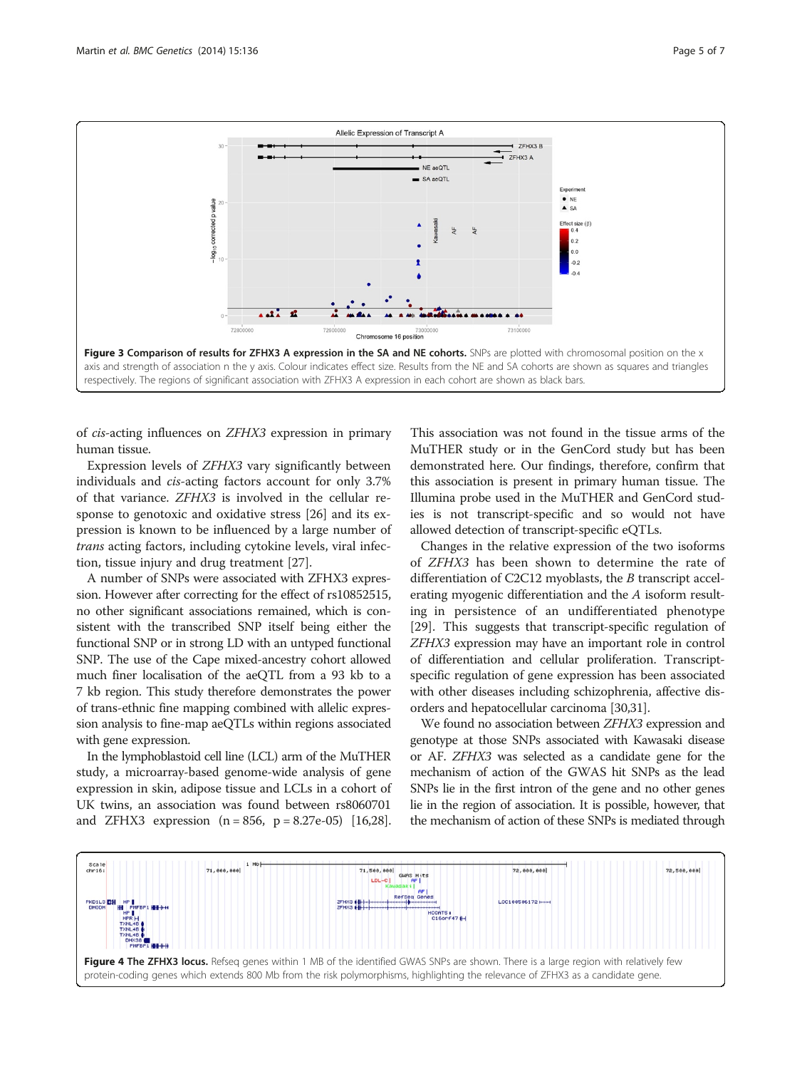**Figure 3 Comparison of results for ZFHX3 A expression in the SA and NE cohorts.** SNPs are plotted with chromosomal position on the x axis and strength of association n the y axis. Colour indicates effect size. Results from the NE and SA cohorts are shown as squares and triangles respectively. The regions of significant association with ZFHX3 A expression in each cohort are shown as black bars.

of *cis*-acting influences on *ZFHX3* expression in primary human tissue.

Expression levels of *ZFHX3* vary significantly between individuals and *cis*-acting factors account for only 3.7% of that variance. *ZFHX3* is involved in the cellular response to genotoxic and oxidative stress [26] and its expression is known to be influenced by a large number of *trans* acting factors, including cytokine levels, viral infection, tissue injury and drug treatment [27].

A number of SNPs were associated with ZFHX3 expression. However after correcting for the effect of rs10852515, no other significant associations remained, which is consistent with the transcribed SNP itself being either the functional SNP or in strong LD with an untyped functional SNP. The use of the Cape mixed-ancestry cohort allowed much finer localisation of the aeQTL from a 93 kb to a 7 kb region. This study therefore demonstrates the power of trans-ethnic fine mapping combined with allelic expression analysis to fine-map aeQTLs within regions associated with gene expression.

In the lymphoblastoid cell line (LCL) arm of the MuTHER study, a microarray-based genome-wide analysis of gene expression in skin, adipose tissue and LCLs in a cohort of UK twins, an association was found between rs8060701 and ZFHX3 expression (n = 856, p = 8.27e-05) [16,28]. This association was not found in the tissue arms of the MuTHER study or in the GenCord study but has been demonstrated here. Our findings, therefore, confirm that this association is present in primary human tissue. The Illumina probe used in the MuTHER and GenCord studies is not transcript-specific and so would not have allowed detection of transcript-specific eQTLs.

Changes in the relative expression of the two isoforms of *ZFHX3* has been shown to determine the rate of differentiation of C2C12 myoblasts, the *B* transcript accelerating myogenic differentiation and the *A* isoform resulting in persistence of an undifferentiated phenotype [29]. This suggests that transcript-specific regulation of *ZFHX3* expression may have an important role in control of differentiation and cellular proliferation. Transcript-specific regulation of gene expression has been associated with other diseases including schizophrenia, affective disorders and hepatocellular carcinoma [30,31].

We found no association between *ZFHX3* expression and genotype at those SNPs associated with Kawasaki disease or AF. *ZFHX3* was selected as a candidate gene for the mechanism of action of the GWAS hit SNPs as the lead SNPs lie in the first intron of the gene and no other genes lie in the region of association. It is possible, however, that the mechanism of action of these SNPs is mediated through

**Figure 4 The ZFHX3 locus.** Refseq genes within 1 MB of the identified GWAS SNPs are shown. There is a large region with relatively few protein-coding genes which extends 800 Mb from the risk polymorphisms, highlighting the relevance of ZFHX3 as a candidate gene.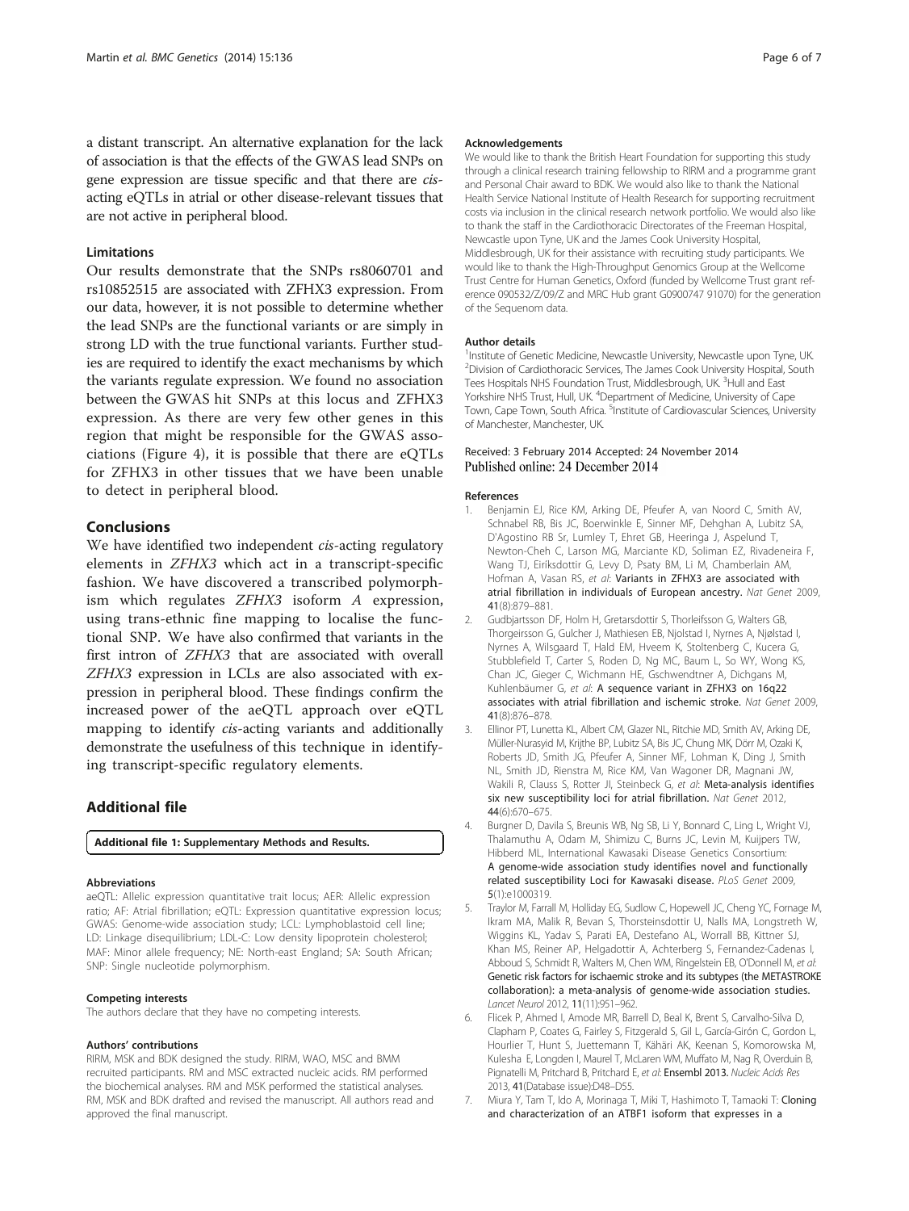a distant transcript. An alternative explanation for the lack of association is that the effects of the GWAS lead SNPs on gene expression are tissue specific and that there are *cis*-acting eQTLs in atrial or other disease-relevant tissues that are not active in peripheral blood.

### Limitations

Our results demonstrate that the SNPs rs8060701 and rs10852515 are associated with ZFHX3 expression. From our data, however, it is not possible to determine whether the lead SNPs are the functional variants or are simply in strong LD with the true functional variants. Further studies are required to identify the exact mechanisms by which the variants regulate expression. We found no association between the GWAS hit SNPs at this locus and ZFHX3 expression. As there are very few other genes in this region that might be responsible for the GWAS associations (Figure 4), it is possible that there are eQTLs for ZFHX3 in other tissues that we have been unable to detect in peripheral blood.

## Conclusions

We have identified two independent *cis*-acting regulatory elements in *ZFHX3* which act in a transcript-specific fashion. We have discovered a transcribed polymorphism which regulates *ZFHX3* isoform *A* expression, using trans-ethnic fine mapping to localise the functional SNP. We have also confirmed that variants in the first intron of *ZFHX3* that are associated with overall *ZFHX3* expression in LCLs are also associated with expression in peripheral blood. These findings confirm the increased power of the aeQTL approach over eQTL mapping to identify *cis*-acting variants and additionally demonstrate the usefulness of this technique in identifying transcript-specific regulatory elements.

## Additional file

**Additional file 1: Supplementary Methods and Results.**

#### Abbreviations

aeQTL: Allelic expression quantitative trait locus; AER: Allelic expression ratio; AF: Atrial fibrillation; eQTL: Expression quantitative expression locus; GWAS: Genome-wide association study; LCL: Lymphoblastoid cell line; LD: Linkage disequilibrium; LDL-C: Low density lipoprotein cholesterol; MAF: Minor allele frequency; NE: North-east England; SA: South African; SNP: Single nucleotide polymorphism.

#### Competing interests

The authors declare that they have no competing interests.

#### Authors' contributions

RIRM, MSK and BDK designed the study. RIRM, WAO, MSC and BMM recruited participants. RM and MSC extracted nucleic acids. RM performed the biochemical analyses. RM and MSK performed the statistical analyses. RM, MSK and BDK drafted and revised the manuscript. All authors read and approved the final manuscript.

#### Acknowledgements

We would like to thank the British Heart Foundation for supporting this study through a clinical research training fellowship to RIRM and a programme grant and Personal Chair award to BDK. We would also like to thank the National Health Service National Institute of Health Research for supporting recruitment costs via inclusion in the clinical research network portfolio. We would also like to thank the staff in the Cardiothoracic Directorates of the Freeman Hospital, Newcastle upon Tyne, UK and the James Cook University Hospital, Middlesbrough, UK for their assistance with recruiting study participants. We would like to thank the High-Throughput Genomics Group at the Wellcome Trust Centre for Human Genetics, Oxford (funded by Wellcome Trust grant reference 090532/Z/09/Z and MRC Hub grant G0900747 91070) for the generation of the Sequenom data.

#### Author details

[1]Institute of Genetic Medicine, Newcastle University, Newcastle upon Tyne, UK. [2]Division of Cardiothoracic Services, The James Cook University Hospital, South Tees Hospitals NHS Foundation Trust, Middlesbrough, UK. [3]Hull and East Yorkshire NHS Trust, Hull, UK. [4]Department of Medicine, University of Cape Town, Cape Town, South Africa. [5]Institute of Cardiovascular Sciences, University of Manchester, Manchester, UK.

Received: 3 February 2014 Accepted: 24 November 2014
Published online: 24 December 2014

#### References

1. Benjamin EJ, Rice KM, Arking DE, Pfeufer A, van Noord C, Smith AV, Schnabel RB, Bis JC, Boerwinkle E, Sinner MF, Dehghan A, Lubitz SA, D'Agostino RB Sr, Lumley T, Ehret GB, Heeringa J, Aspelund T, Newton-Cheh C, Larson MG, Marciante KD, Soliman EZ, Rivadeneira F, Wang TJ, Eiriksdottir G, Levy D, Psaty BM, Li M, Chamberlain AM, Hofman A, Vasan RS, *et al*: **Variants in ZFHX3 are associated with atrial fibrillation in individuals of European ancestry.** *Nat Genet* 2009, **41**(8):879–881.
2. Gudbjartsson DF, Holm H, Gretarsdottir S, Thorleifsson G, Walters GB, Thorgeirsson G, Gulcher J, Mathiesen EB, Njolstad I, Nyrnes A, Njølstad I, Nyrnes A, Wilsgaard T, Hald EM, Hveem K, Stoltenberg C, Kucera G, Stubblefield T, Carter S, Roden D, Ng MC, Baum L, So WY, Wong KS, Chan JC, Gieger C, Wichmann HE, Gschwendtner A, Dichgans M, Kuhlenbäumer G, *et al*: **A sequence variant in ZFHX3 on 16q22 associates with atrial fibrillation and ischemic stroke.** *Nat Genet* 2009, **41**(8):876–878.
3. Ellinor PT, Lunetta KL, Albert CM, Glazer NL, Ritchie MD, Smith AV, Arking DE, Müller-Nurasyid M, Krijthe BP, Lubitz SA, Bis JC, Chung MK, Dörr M, Ozaki K, Roberts JD, Smith JG, Pfeufer A, Sinner MF, Lohman K, Ding J, Smith NL, Smith JD, Rienstra M, Rice KM, Van Wagoner DR, Magnani JW, Wakili R, Clauss S, Rotter JI, Steinbeck G, *et al*: **Meta-analysis identifies six new susceptibility loci for atrial fibrillation.** *Nat Genet* 2012, **44**(6):670–675.
4. Burgner D, Davila S, Breunis WB, Ng SB, Li Y, Bonnard C, Ling L, Wright VJ, Thalamuthu A, Odam M, Shimizu C, Burns JC, Levin M, Kuijpers TW, Hibberd ML, International Kawasaki Disease Genetics Consortium: **A genome-wide association study identifies novel and functionally related susceptibility Loci for Kawasaki disease.** *PLoS Genet* 2009, **5**(1):e1000319.
5. Traylor M, Farrall M, Holliday EG, Sudlow C, Hopewell JC, Cheng YC, Fornage M, Ikram MA, Malik R, Bevan S, Thorsteinsdottir U, Nalls MA, Longstreth W, Wiggins KL, Yadav S, Parati EA, Destefano AL, Worrall BB, Kittner SJ, Khan MS, Reiner AP, Helgadottir A, Achterberg S, Fernandez-Cadenas I, Abboud S, Schmidt R, Walters M, Chen WM, Ringelstein EB, O'Donnell M, *et al*: **Genetic risk factors for ischaemic stroke and its subtypes (the METASTROKE collaboration): a meta-analysis of genome-wide association studies.** *Lancet Neurol* 2012, **11**(11):951–962.
6. Flicek P, Ahmed I, Amode MR, Barrell D, Beal K, Brent S, Carvalho-Silva D, Clapham P, Coates G, Fairley S, Fitzgerald S, Gil L, García-Girón C, Gordon L, Hourlier T, Hunt S, Juettemann T, Kähäri AK, Keenan S, Komorowska M, Kulesha E, Longden I, Maurel T, McLaren WM, Muffato M, Nag R, Overduin B, Pignatelli M, Pritchard B, Pritchard E, *et al*: **Ensembl 2013.** *Nucleic Acids Res* 2013, **41**(Database issue):D48–D55.
7. Miura Y, Tam T, Ido A, Morinaga T, Miki T, Hashimoto T, Tamaoki T: **Cloning and characterization of an ATBF1 isoform that expresses in a**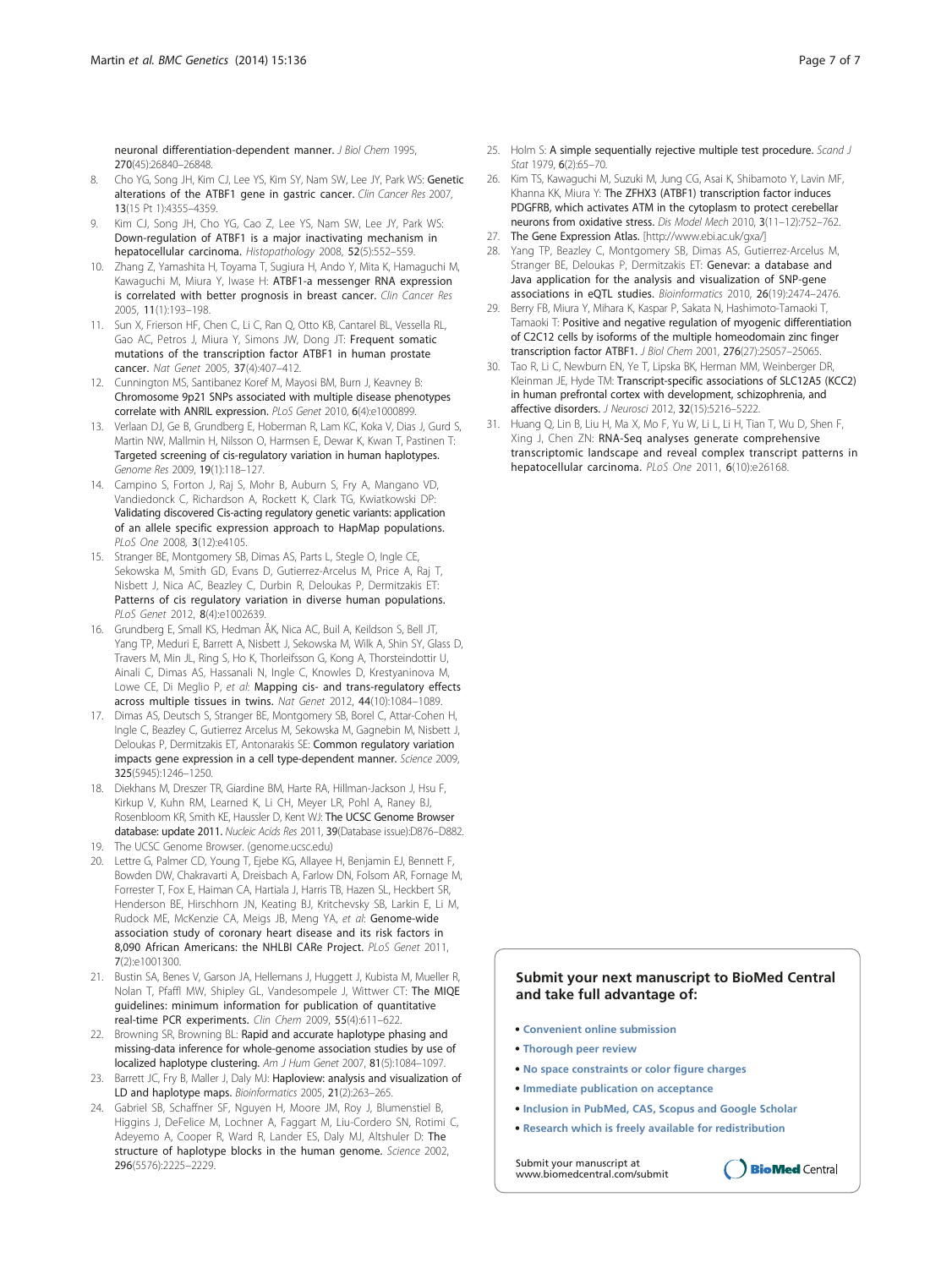neuronal differentiation-dependent manner. *J Biol Chem* 1995, **270**(45):26840–26848.

8. Cho YG, Song JH, Kim CJ, Lee YS, Kim SY, Nam SW, Lee JY, Park WS: **Genetic alterations of the ATBF1 gene in gastric cancer.** *Clin Cancer Res* 2007, **13**(15 Pt 1):4355–4359.
9. Kim CJ, Song JH, Cho YG, Cao Z, Lee YS, Nam SW, Lee JY, Park WS: **Down-regulation of ATBF1 is a major inactivating mechanism in hepatocellular carcinoma.** *Histopathology* 2008, **52**(5):552–559.
10. Zhang Z, Yamashita H, Toyama T, Sugiura H, Ando Y, Mita K, Hamaguchi M, Kawaguchi M, Miura Y, Iwase H: **ATBF1-a messenger RNA expression is correlated with better prognosis in breast cancer.** *Clin Cancer Res* 2005, **11**(1):193–198.
11. Sun X, Frierson HF, Chen C, Li C, Ran Q, Otto KB, Cantarel BL, Vessella RL, Gao AC, Petros J, Miura Y, Simons JW, Dong JT: **Frequent somatic mutations of the transcription factor ATBF1 in human prostate cancer.** *Nat Genet* 2005, **37**(4):407–412.
12. Cunnington MS, Santibanez Koref M, Mayosi BM, Burn J, Keavney B: **Chromosome 9p21 SNPs associated with multiple disease phenotypes correlate with ANRIL expression.** *PLoS Genet* 2010, **6**(4):e1000899.
13. Verlaan DJ, Ge B, Grundberg E, Hoberman R, Lam KC, Koka V, Dias J, Gurd S, Martin NW, Mallmin H, Nilsson O, Harmsen E, Dewar K, Kwan T, Pastinen T: **Targeted screening of cis-regulatory variation in human haplotypes.** *Genome Res* 2009, **19**(1):118–127.
14. Campino S, Forton J, Raj S, Mohr B, Auburn S, Fry A, Mangano VD, Vandiedonck C, Richardson A, Rockett K, Clark TG, Kwiatkowski DP: **Validating discovered Cis-acting regulatory genetic variants: application of an allele specific expression approach to HapMap populations.** *PLoS One* 2008, **3**(12):e4105.
15. Stranger BE, Montgomery SB, Dimas AS, Parts L, Stegle O, Ingle CE, Sekowska M, Smith GD, Evans D, Gutierrez-Arcelus M, Price A, Raj T, Nisbett J, Nica AC, Beazley C, Durbin R, Deloukas P, Dermitzakis ET: **Patterns of cis regulatory variation in diverse human populations.** *PLoS Genet* 2012, **8**(4):e1002639.
16. Grundberg E, Small KS, Hedman ÅK, Nica AC, Buil A, Keildson S, Bell JT, Yang TP, Meduri E, Barrett A, Nisbett J, Sekowska M, Wilk A, Shin SY, Glass D, Travers M, Min JL, Ring S, Ho K, Thorleifsson G, Kong A, Thorsteindottir U, Ainali C, Dimas AS, Hassanali N, Ingle C, Knowles D, Krestyaninova M, Lowe CE, Di Meglio P, *et al*: **Mapping cis- and trans-regulatory effects across multiple tissues in twins.** *Nat Genet* 2012, **44**(10):1084–1089.
17. Dimas AS, Deutsch S, Stranger BE, Montgomery SB, Borel C, Attar-Cohen H, Ingle C, Beazley C, Gutierrez Arcelus M, Sekowska M, Gagnebin M, Nisbett J, Deloukas P, Dermitzakis ET, Antonarakis SE: **Common regulatory variation impacts gene expression in a cell type-dependent manner.** *Science* 2009, **325**(5945):1246–1250.
18. Diekhans M, Dreszer TR, Giardine BM, Harte RA, Hillman-Jackson J, Hsu F, Kirkup V, Kuhn RM, Learned K, Li CH, Meyer LR, Pohl A, Raney BJ, Rosenbloom KR, Smith KE, Haussler D, Kent WJ: **The UCSC Genome Browser database: update 2011.** *Nucleic Acids Res* 2011, **39**(Database issue):D876–D882.
19. The UCSC Genome Browser. (genome.ucsc.edu)
20. Lettre G, Palmer CD, Young T, Ejebe KG, Allayee H, Benjamin EJ, Bennett F, Bowden DW, Chakravarti A, Dreisbach A, Farlow DN, Folsom AR, Fornage M, Forrester T, Fox E, Haiman CA, Hartiala J, Harris TB, Hazen SL, Heckbert SR, Henderson BE, Hirschhorn JN, Keating BJ, Kritchevsky SB, Larkin E, Li M, Rudock ME, McKenzie CA, Meigs JB, Meng YA, *et al*: **Genome-wide association study of coronary heart disease and its risk factors in 8,090 African Americans: the NHLBI CARe Project.** *PLoS Genet* 2011, **7**(2):e1001300.
21. Bustin SA, Benes V, Garson JA, Hellemans J, Huggett J, Kubista M, Mueller R, Nolan T, Pfaffl MW, Shipley GL, Vandesompele J, Wittwer CT: **The MIQE guidelines: minimum information for publication of quantitative real-time PCR experiments.** *Clin Chem* 2009, **55**(4):611–622.
22. Browning SR, Browning BL: **Rapid and accurate haplotype phasing and missing-data inference for whole-genome association studies by use of localized haplotype clustering.** *Am J Hum Genet* 2007, **81**(5):1084–1097.
23. Barrett JC, Fry B, Maller J, Daly MJ: **Haploview: analysis and visualization of LD and haplotype maps.** *Bioinformatics* 2005, **21**(2):263–265.
24. Gabriel SB, Schaffner SF, Nguyen H, Moore JM, Roy J, Blumenstiel B, Higgins J, DeFelice M, Lochner A, Faggart M, Liu-Cordero SN, Rotimi C, Adeyemo A, Cooper R, Ward R, Lander ES, Daly MJ, Altshuler D: **The structure of haplotype blocks in the human genome.** *Science* 2002, **296**(5576):2225–2229.
25. Holm S: **A simple sequentially rejective multiple test procedure.** *Scand J Stat* 1979, **6**(2):65–70.
26. Kim TS, Kawaguchi M, Suzuki M, Jung CG, Asai K, Shibamoto Y, Lavin MF, Khanna KK, Miura Y: **The ZFHX3 (ATBF1) transcription factor induces PDGFRB, which activates ATM in the cytoplasm to protect cerebellar neurons from oxidative stress.** *Dis Model Mech* 2010, **3**(11–12):752–762.
27. **The Gene Expression Atlas.** [http://www.ebi.ac.uk/gxa/]
28. Yang TP, Beazley C, Montgomery SB, Dimas AS, Gutierrez-Arcelus M, Stranger BE, Deloukas P, Dermitzakis ET: **Genevar: a database and Java application for the analysis and visualization of SNP-gene associations in eQTL studies.** *Bioinformatics* 2010, **26**(19):2474–2476.
29. Berry FB, Miura Y, Mihara K, Kaspar P, Sakata N, Hashimoto-Tamaoki T, Tamaoki T: **Positive and negative regulation of myogenic differentiation of C2C12 cells by isoforms of the multiple homeodomain zinc finger transcription factor ATBF1.** *J Biol Chem* 2001, **276**(27):25057–25065.
30. Tao R, Li C, Newburn EN, Ye T, Lipska BK, Herman MM, Weinberger DR, Kleinman JE, Hyde TM: **Transcript-specific associations of SLC12A5 (KCC2) in human prefrontal cortex with development, schizophrenia, and affective disorders.** *J Neurosci* 2012, **32**(15):5216–5222.
31. Huang Q, Lin B, Liu H, Ma X, Mo F, Yu W, Li L, Li H, Tian T, Wu D, Shen F, Xing J, Chen ZN: **RNA-Seq analyses generate comprehensive transcriptomic landscape and reveal complex transcript patterns in hepatocellular carcinoma.** *PLoS One* 2011, **6**(10):e26168.

**Submit your next manuscript to BioMed Central and take full advantage of:**

- **Convenient online submission**
- **Thorough peer review**
- **No space constraints or color figure charges**
- **Immediate publication on acceptance**
- **Inclusion in PubMed, CAS, Scopus and Google Scholar**
- **Research which is freely available for redistribution**

Submit your manuscript at
www.biomedcentral.com/submit

BioMed Central